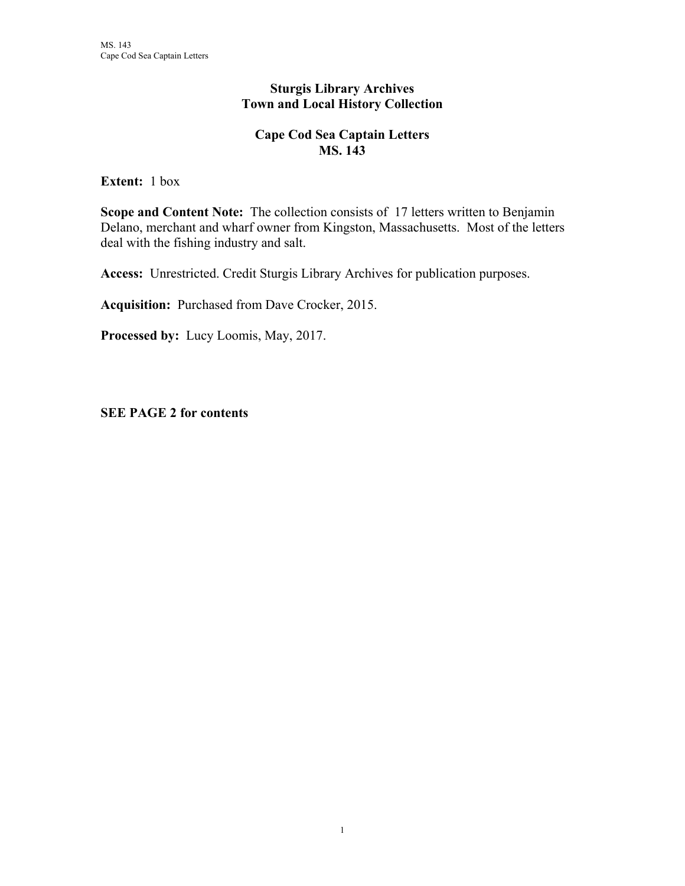# Sturgis Library Archives
# Town and Local History Collection

## Cape Cod Sea Captain Letters
## MS. 143

**Extent:** 1 box

**Scope and Content Note:** The collection consists of 17 letters written to Benjamin Delano, merchant and wharf owner from Kingston, Massachusetts. Most of the letters deal with the fishing industry and salt.

**Access:** Unrestricted. Credit Sturgis Library Archives for publication purposes.

**Acquisition:** Purchased from Dave Crocker, 2015.

**Processed by:** Lucy Loomis, May, 2017.

**SEE PAGE 2 for contents**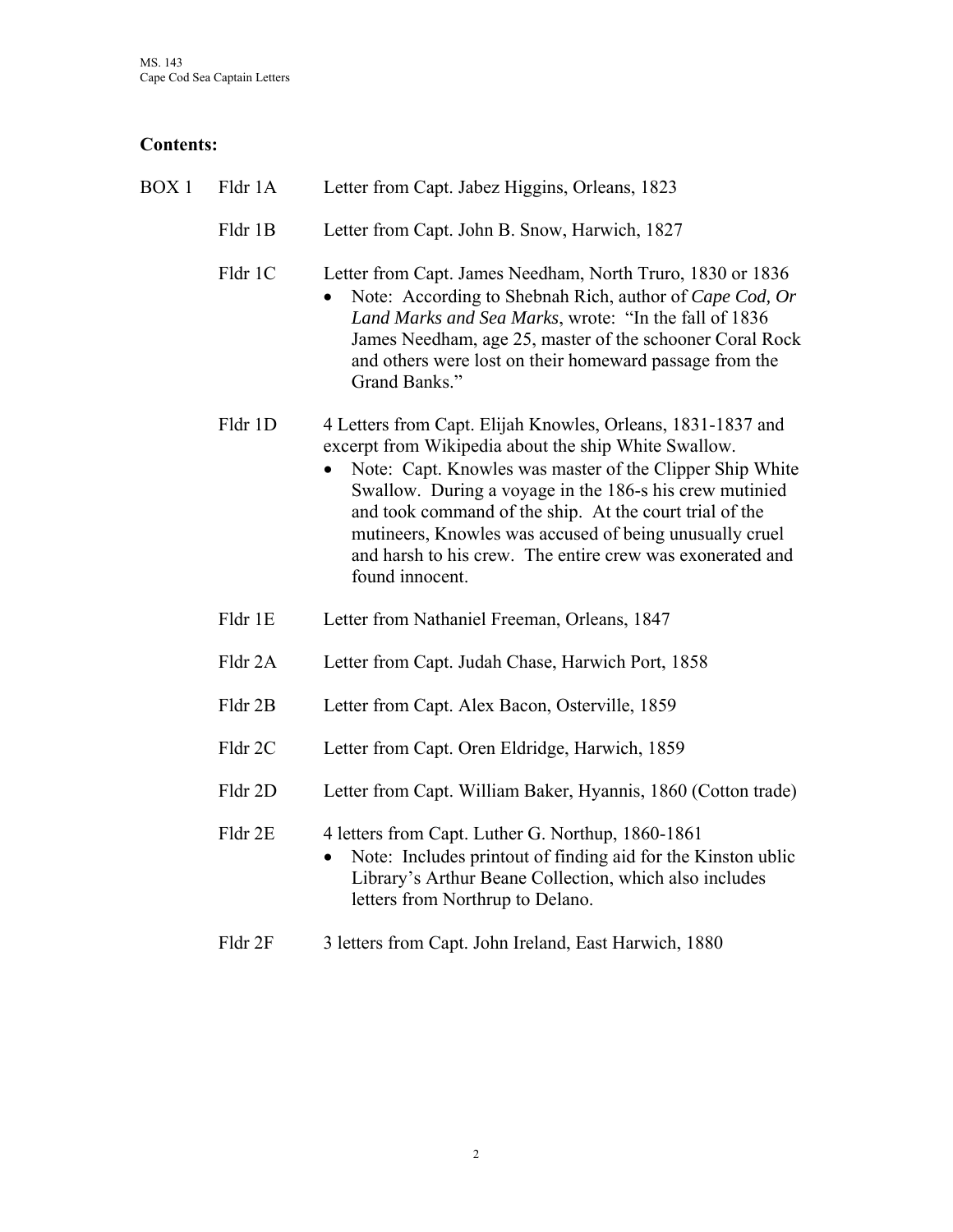## Contents:

| | | |
|---|---|---|
| BOX 1 | Fldr 1A | Letter from Capt. Jabez Higgins, Orleans, 1823 |
| | Fldr 1B | Letter from Capt. John B. Snow, Harwich, 1827 |
| | Fldr 1C | Letter from Capt. James Needham, North Truro, 1830 or 1836<br>• Note: According to Shebnah Rich, author of *Cape Cod, Or Land Marks and Sea Marks*, wrote: "In the fall of 1836 James Needham, age 25, master of the schooner Coral Rock and others were lost on their homeward passage from the Grand Banks." |
| | Fldr 1D | 4 Letters from Capt. Elijah Knowles, Orleans, 1831-1837 and excerpt from Wikipedia about the ship White Swallow.<br>• Note: Capt. Knowles was master of the Clipper Ship White Swallow. During a voyage in the 186-s his crew mutinied and took command of the ship. At the court trial of the mutineers, Knowles was accused of being unusually cruel and harsh to his crew. The entire crew was exonerated and found innocent. |
| | Fldr 1E | Letter from Nathaniel Freeman, Orleans, 1847 |
| | Fldr 2A | Letter from Capt. Judah Chase, Harwich Port, 1858 |
| | Fldr 2B | Letter from Capt. Alex Bacon, Osterville, 1859 |
| | Fldr 2C | Letter from Capt. Oren Eldridge, Harwich, 1859 |
| | Fldr 2D | Letter from Capt. William Baker, Hyannis, 1860 (Cotton trade) |
| | Fldr 2E | 4 letters from Capt. Luther G. Northup, 1860-1861<br>• Note: Includes printout of finding aid for the Kinston ublic Library's Arthur Beane Collection, which also includes letters from Northrup to Delano. |
| | Fldr 2F | 3 letters from Capt. John Ireland, East Harwich, 1880 |